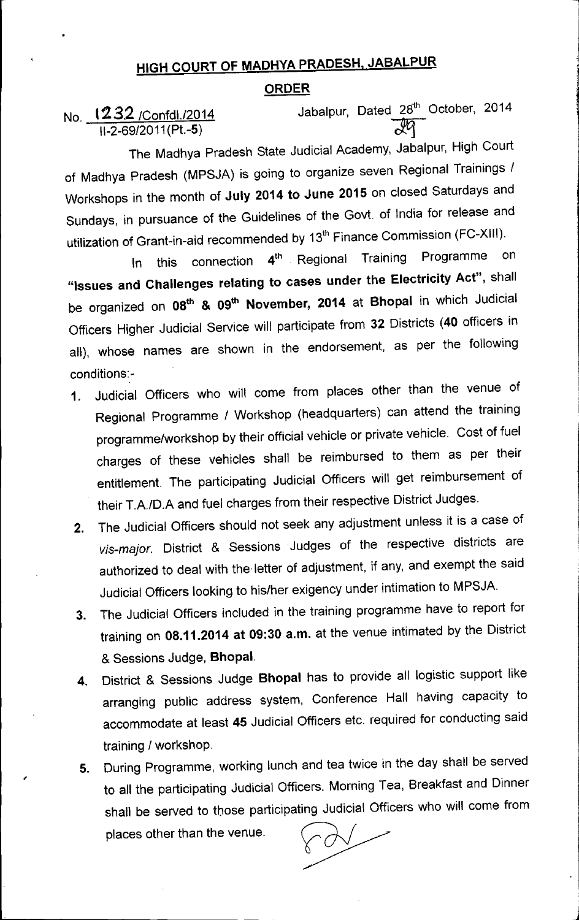# HIGH COURT OF MADHYA PRADESH, JABALPUR

## ORDER

No. 1232 /Confdl./2014
II-2-69/2011(Pt.-5)

Jabalpur, Dated 28th October, 2014

The Madhya Pradesh State Judicial Academy, Jabalpur, High Court of Madhya Pradesh (MPSJA) is going to organize seven Regional Trainings / Workshops in the month of **July 2014 to June 2015** on closed Saturdays and Sundays, in pursuance of the Guidelines of the Govt. of India for release and utilization of Grant-in-aid recommended by 13th Finance Commission (FC-XIII).

In this connection 4th Regional Training Programme on **"Issues and Challenges relating to cases under the Electricity Act"**, shall be organized on **08th & 09th November, 2014** at **Bhopal** in which Judicial Officers Higher Judicial Service will participate from **32** Districts (**40** officers in all), whose names are shown in the endorsement, as per the following conditions:-

1. Judicial Officers who will come from places other than the venue of Regional Programme / Workshop (headquarters) can attend the training programme/workshop by their official vehicle or private vehicle. Cost of fuel charges of these vehicles shall be reimbursed to them as per their entitlement. The participating Judicial Officers will get reimbursement of their T.A./D.A and fuel charges from their respective District Judges.
2. The Judicial Officers should not seek any adjustment unless it is a case of *vis-major.* District & Sessions Judges of the respective districts are authorized to deal with the letter of adjustment, if any, and exempt the said Judicial Officers looking to his/her exigency under intimation to MPSJA.
3. The Judicial Officers included in the training programme have to report for training on **08.11.2014 at 09:30 a.m.** at the venue intimated by the District & Sessions Judge, **Bhopal**.
4. District & Sessions Judge **Bhopal** has to provide all logistic support like arranging public address system, Conference Hall having capacity to accommodate at least **45** Judicial Officers etc. required for conducting said training / workshop.
5. During Programme, working lunch and tea twice in the day shall be served to all the participating Judicial Officers. Morning Tea, Breakfast and Dinner shall be served to those participating Judicial Officers who will come from places other than the venue.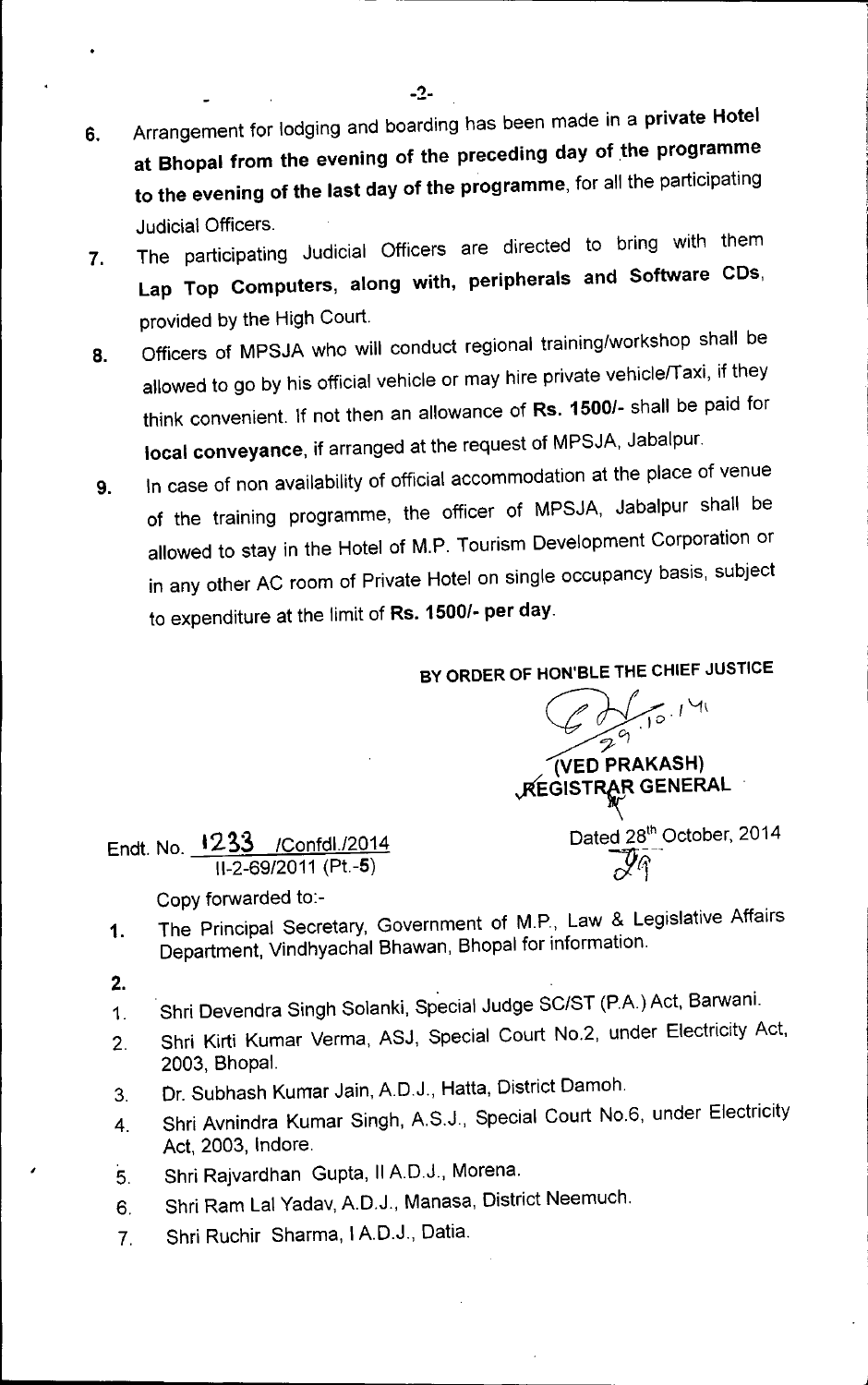6. Arrangement for lodging and boarding has been made in a **private Hotel at Bhopal from the evening of the preceding day of the programme to the evening of the last day of the programme**, for all the participating Judicial Officers.
7. The participating Judicial Officers are directed to bring with them **Lap Top Computers, along with, peripherals and Software CDs**, provided by the High Court.
8. Officers of MPSJA who will conduct regional training/workshop shall be allowed to go by his official vehicle or may hire private vehicle/Taxi, if they think convenient. If not then an allowance of **Rs. 1500/-** shall be paid for **local conveyance**, if arranged at the request of MPSJA, Jabalpur.
9. In case of non availability of official accommodation at the place of venue of the training programme, the officer of MPSJA, Jabalpur shall be allowed to stay in the Hotel of M.P. Tourism Development Corporation or in any other AC room of Private Hotel on single occupancy basis, subject to expenditure at the limit of **Rs. 1500/- per day**.

**BY ORDER OF HON'BLE THE CHIEF JUSTICE**

29.10.14

**(VED PRAKASH)**
**REGISTRAR GENERAL**

Endt. No. 1233 /Confdl./2014
II-2-69/2011 (Pt.-5)

Dated 28th October, 2014
29

Copy forwarded to:-

1. The Principal Secretary, Government of M.P., Law & Legislative Affairs Department, Vindhyachal Bhawan, Bhopal for information.
2.
    1. Shri Devendra Singh Solanki, Special Judge SC/ST (P.A.) Act, Barwani.
    2. Shri Kirti Kumar Verma, ASJ, Special Court No.2, under Electricity Act, 2003, Bhopal.
    3. Dr. Subhash Kumar Jain, A.D.J., Hatta, District Damoh.
    4. Shri Avnindra Kumar Singh, A.S.J., Special Court No.6, under Electricity Act, 2003, Indore.
    5. Shri Rajvardhan Gupta, II A.D.J., Morena.
    6. Shri Ram Lal Yadav, A.D.J., Manasa, District Neemuch.
    7. Shri Ruchir Sharma, I A.D.J., Datia.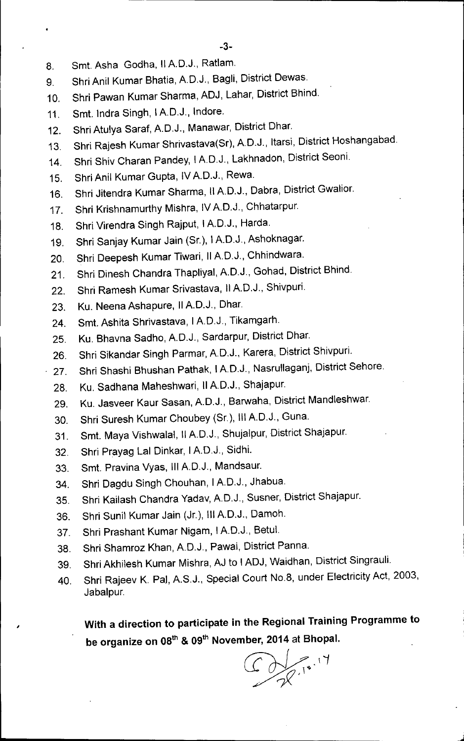8. Smt. Asha Godha, II A.D.J., Ratlam.
9. Shri Anil Kumar Bhatia, A.D.J., Bagli, District Dewas.
10. Shri Pawan Kumar Sharma, ADJ, Lahar, District Bhind.
11. Smt. Indra Singh, I A.D.J., Indore.
12. Shri Atulya Saraf, A.D.J., Manawar, District Dhar.
13. Shri Rajesh Kumar Shrivastava(Sr), A.D.J., Itarsi, District Hoshangabad.
14. Shri Shiv Charan Pandey, I A.D.J., Lakhnadon, District Seoni.
15. Shri Anil Kumar Gupta, IV A.D.J., Rewa.
16. Shri Jitendra Kumar Sharma, II A.D.J., Dabra, District Gwalior.
17. Shri Krishnamurthy Mishra, IV A.D.J., Chhatarpur.
18. Shri Virendra Singh Rajput, I A.D.J., Harda.
19. Shri Sanjay Kumar Jain (Sr.), I A.D.J., Ashoknagar.
20. Shri Deepesh Kumar Tiwari, II A.D.J., Chhindwara.
21. Shri Dinesh Chandra Thapliyal, A.D.J., Gohad, District Bhind.
22. Shri Ramesh Kumar Srivastava, II A.D.J., Shivpuri.
23. Ku. Neena Ashapure, II A.D.J., Dhar.
24. Smt. Ashita Shrivastava, I A.D.J., Tikamgarh.
25. Ku. Bhavna Sadho, A.D.J., Sardarpur, District Dhar.
26. Shri Sikandar Singh Parmar, A.D.J., Karera, District Shivpuri.
27. Shri Shashi Bhushan Pathak, I A.D.J., Nasrullaganj, District Sehore.
28. Ku. Sadhana Maheshwari, II A.D.J., Shajapur.
29. Ku. Jasveer Kaur Sasan, A.D.J., Barwaha, District Mandleshwar.
30. Shri Suresh Kumar Choubey (Sr.), III A.D.J., Guna.
31. Smt. Maya Vishwalal, II A.D.J., Shujalpur, District Shajapur.
32. Shri Prayag Lal Dinkar, I A.D.J., Sidhi.
33. Smt. Pravina Vyas, III A.D.J., Mandsaur.
34. Shri Dagdu Singh Chouhan, I A.D.J., Jhabua.
35. Shri Kailash Chandra Yadav, A.D.J., Susner, District Shajapur.
36. Shri Sunil Kumar Jain (Jr.), III A.D.J., Damoh.
37. Shri Prashant Kumar Nigam, I A.D.J., Betul.
38. Shri Shamroz Khan, A.D.J., Pawai, District Panna.
39. Shri Akhilesh Kumar Mishra, AJ to I ADJ, Waidhan, District Singrauli.
40. Shri Rajeev K. Pal, A.S.J., Special Court No.8, under Electricity Act, 2003, Jabalpur.

**With a direction to participate in the Regional Training Programme to be organize on 08th & 09th November, 2014 at Bhopal.**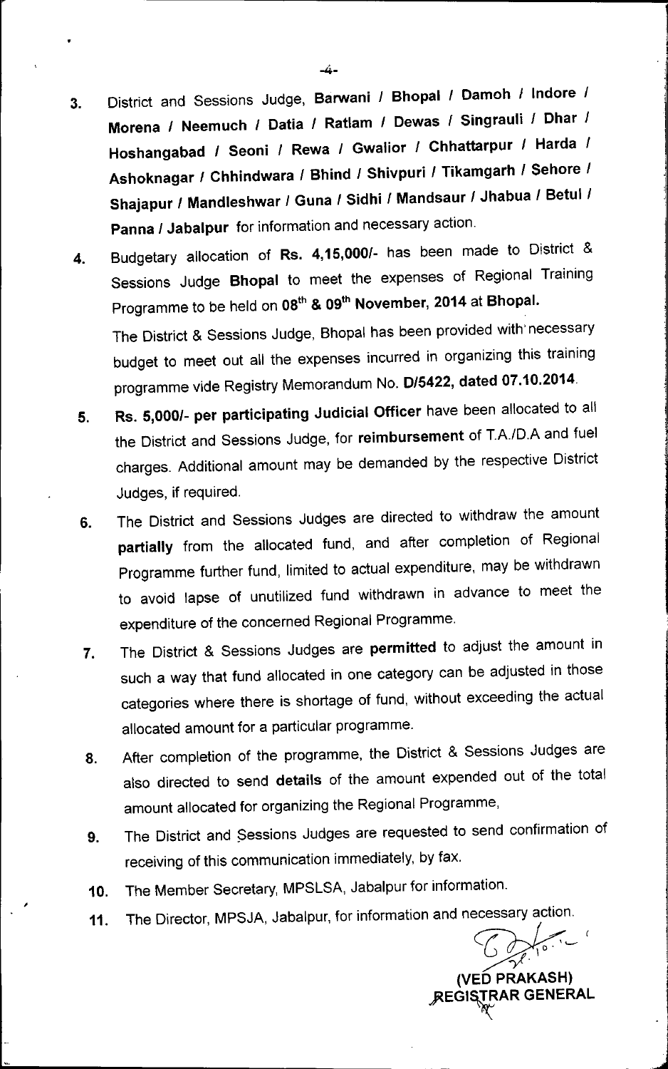3. District and Sessions Judge, **Barwani / Bhopal / Damoh / Indore / Morena / Neemuch / Datia / Ratlam / Dewas / Singrauli / Dhar / Hoshangabad / Seoni / Rewa / Gwalior / Chhattarpur / Harda / Ashoknagar / Chhindwara / Bhind / Shivpuri / Tikamgarh / Sehore / Shajapur / Mandleshwar / Guna / Sidhi / Mandsaur / Jhabua / Betul / Panna / Jabalpur** for information and necessary action.

4. Budgetary allocation of **Rs. 4,15,000/-** has been made to District & Sessions Judge **Bhopal** to meet the expenses of Regional Training Programme to be held on **08th & 09th November, 2014** at **Bhopal.**

   The District & Sessions Judge, Bhopal has been provided with necessary budget to meet out all the expenses incurred in organizing this training programme vide Registry Memorandum No. **D/5422, dated 07.10.2014**.

5. **Rs. 5,000/- per participating Judicial Officer** have been allocated to all the District and Sessions Judge, for **reimbursement** of T.A./D.A and fuel charges. Additional amount may be demanded by the respective District Judges, if required.

6. The District and Sessions Judges are directed to withdraw the amount **partially** from the allocated fund, and after completion of Regional Programme further fund, limited to actual expenditure, may be withdrawn to avoid lapse of unutilized fund withdrawn in advance to meet the expenditure of the concerned Regional Programme.

7. The District & Sessions Judges are **permitted** to adjust the amount in such a way that fund allocated in one category can be adjusted in those categories where there is shortage of fund, without exceeding the actual allocated amount for a particular programme.

8. After completion of the programme, the District & Sessions Judges are also directed to send **details** of the amount expended out of the total amount allocated for organizing the Regional Programme,

9. The District and Sessions Judges are requested to send confirmation of receiving of this communication immediately, by fax.

10. The Member Secretary, MPSLSA, Jabalpur for information.

11. The Director, MPSJA, Jabalpur, for information and necessary action.

**(VED PRAKASH)**
**REGISTRAR GENERAL**